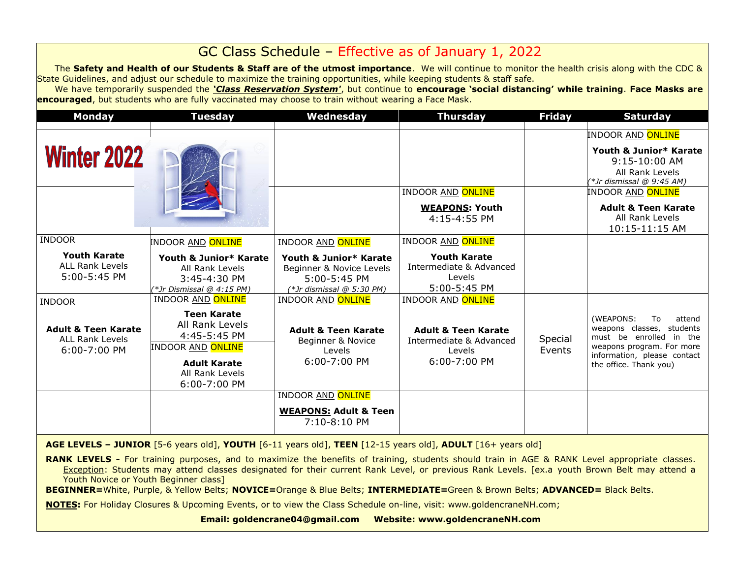# GC Class Schedule – Effective as of January 1, 2022

The **Safety and Health of our Students & Staff are of the utmost importance**. We will continue to monitor the health crisis along with the CDC & State Guidelines, and adjust our schedule to maximize the training opportunities, while keeping students & staff safe.

We have temporarily suspended the ***'Class Reservation System'***, but continue to **encourage 'social distancing' while training**. **Face Masks are encouraged**, but students who are fully vaccinated may choose to train without wearing a Face Mask.

| Monday | Tuesday | Wednesday | Thursday | Friday | Saturday |
|---|---|---|---|---|---|
| Winter 2022 | | | | | INDOOR AND ONLINE<br>**Youth & Junior\* Karate**<br>9:15-10:00 AM<br>All Rank Levels<br>*(\*Jr dismissal @ 9:45 AM)* |
| | | | INDOOR AND ONLINE<br>**WEAPONS: Youth**<br>4:15-4:55 PM | | INDOOR AND ONLINE<br>**Adult & Teen Karate**<br>All Rank Levels<br>10:15-11:15 AM |
| INDOOR<br>**Youth Karate**<br>ALL Rank Levels<br>5:00-5:45 PM | INDOOR AND ONLINE<br>**Youth & Junior\* Karate**<br>All Rank Levels<br>3:45-4:30 PM<br>*(\*Jr Dismissal @ 4:15 PM)* | INDOOR AND ONLINE<br>**Youth & Junior\* Karate**<br>Beginner & Novice Levels<br>5:00-5:45 PM<br>*(\*Jr dismissal @ 5:30 PM)* | INDOOR AND ONLINE<br>**Youth Karate**<br>Intermediate & Advanced Levels<br>5:00-5:45 PM | | |
| INDOOR<br>**Adult & Teen Karate**<br>ALL Rank Levels<br>6:00-7:00 PM | INDOOR AND ONLINE<br>**Teen Karate**<br>All Rank Levels<br>4:45-5:45 PM<br>INDOOR AND ONLINE<br>**Adult Karate**<br>All Rank Levels<br>6:00-7:00 PM | INDOOR AND ONLINE<br>**Adult & Teen Karate**<br>Beginner & Novice Levels<br>6:00-7:00 PM | INDOOR AND ONLINE<br>**Adult & Teen Karate**<br>Intermediate & Advanced Levels<br>6:00-7:00 PM | Special Events | (WEAPONS: To attend weapons classes, students must be enrolled in the weapons program. For more information, please contact the office. Thank you) |
| | | INDOOR AND ONLINE<br>**WEAPONS: Adult & Teen**<br>7:10-8:10 PM | | | |

**AGE LEVELS – JUNIOR** [5-6 years old], **YOUTH** [6-11 years old], **TEEN** [12-15 years old], **ADULT** [16+ years old]

**RANK LEVELS -** For training purposes, and to maximize the benefits of training, students should train in AGE & RANK Level appropriate classes. Exception: Students may attend classes designated for their current Rank Level, or previous Rank Levels. [ex.a youth Brown Belt may attend a Youth Novice or Youth Beginner class]

**BEGINNER=**White, Purple, & Yellow Belts; **NOVICE=**Orange & Blue Belts; **INTERMEDIATE=**Green & Brown Belts; **ADVANCED=** Black Belts.

**NOTES:** For Holiday Closures & Upcoming Events, or to view the Class Schedule on-line, visit: www.goldencraneNH.com;

**Email: goldencrane04@gmail.com Website: www.goldencraneNH.com**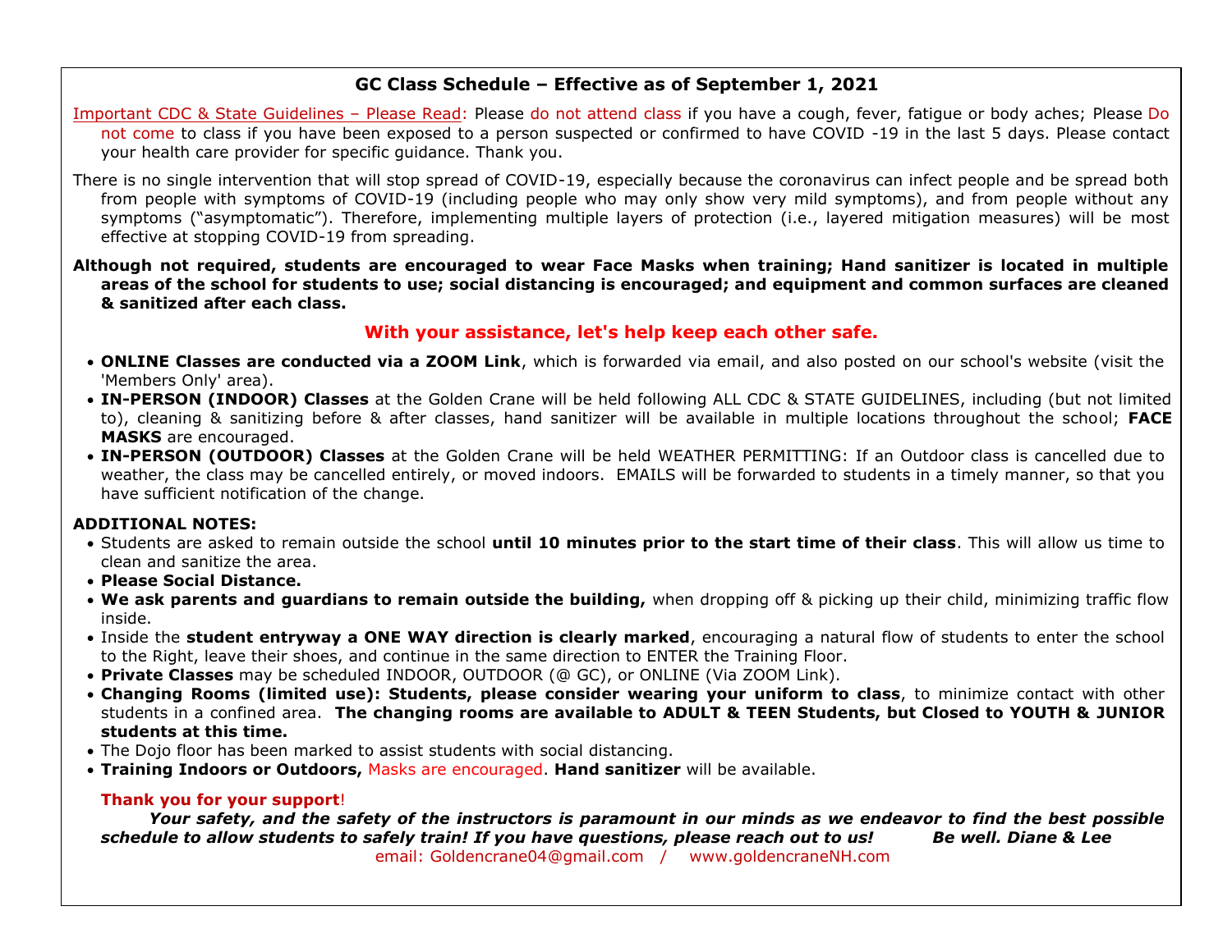## GC Class Schedule – Effective as of September 1, 2021

Important CDC & State Guidelines – Please Read: Please do not attend class if you have a cough, fever, fatigue or body aches; Please Do not come to class if you have been exposed to a person suspected or confirmed to have COVID -19 in the last 5 days. Please contact your health care provider for specific guidance. Thank you.

There is no single intervention that will stop spread of COVID-19, especially because the coronavirus can infect people and be spread both from people with symptoms of COVID-19 (including people who may only show very mild symptoms), and from people without any symptoms ("asymptomatic"). Therefore, implementing multiple layers of protection (i.e., layered mitigation measures) will be most effective at stopping COVID-19 from spreading.

**Although not required, students are encouraged to wear Face Masks when training; Hand sanitizer is located in multiple areas of the school for students to use; social distancing is encouraged; and equipment and common surfaces are cleaned & sanitized after each class.**

### With your assistance, let's help keep each other safe.

- **ONLINE Classes are conducted via a ZOOM Link**, which is forwarded via email, and also posted on our school's website (visit the 'Members Only' area).
- **IN-PERSON (INDOOR) Classes** at the Golden Crane will be held following ALL CDC & STATE GUIDELINES, including (but not limited to), cleaning & sanitizing before & after classes, hand sanitizer will be available in multiple locations throughout the school; **FACE MASKS** are encouraged.
- **IN-PERSON (OUTDOOR) Classes** at the Golden Crane will be held WEATHER PERMITTING: If an Outdoor class is cancelled due to weather, the class may be cancelled entirely, or moved indoors. EMAILS will be forwarded to students in a timely manner, so that you have sufficient notification of the change.

**ADDITIONAL NOTES:**

- Students are asked to remain outside the school **until 10 minutes prior to the start time of their class**. This will allow us time to clean and sanitize the area.
- **Please Social Distance.**
- **We ask parents and guardians to remain outside the building,** when dropping off & picking up their child, minimizing traffic flow inside.
- Inside the **student entryway a ONE WAY direction is clearly marked**, encouraging a natural flow of students to enter the school to the Right, leave their shoes, and continue in the same direction to ENTER the Training Floor.
- **Private Classes** may be scheduled INDOOR, OUTDOOR (@ GC), or ONLINE (Via ZOOM Link).
- **Changing Rooms (limited use): Students, please consider wearing your uniform to class**, to minimize contact with other students in a confined area. **The changing rooms are available to ADULT & TEEN Students, but Closed to YOUTH & JUNIOR students at this time.**
- The Dojo floor has been marked to assist students with social distancing.
- **Training Indoors or Outdoors,** Masks are encouraged. **Hand sanitizer** will be available.

**Thank you for your support**!

***Your safety, and the safety of the instructors is paramount in our minds as we endeavor to find the best possible schedule to allow students to safely train! If you have questions, please reach out to us! Be well. Diane & Lee***

email: Goldencrane04@gmail.com / www.goldencraneNH.com